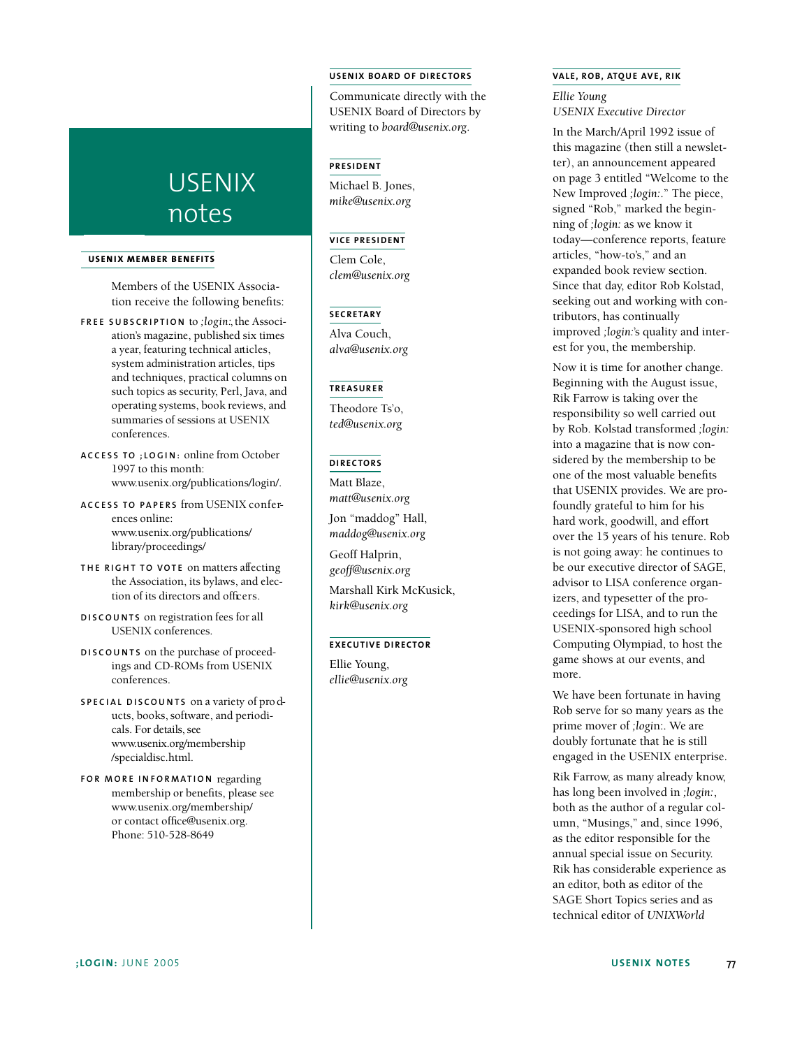# USENIX notes

### USENIX MEMBER BENEFITS

Members of the USENIX Association receive the following benefits:

**FREE SUBSCRIPTION** to *;login:*, the Association's magazine, published six times a year, featuring technical articles, system administration articles, tips and techniques, practical columns on such topics as security, Perl, Java, and operating systems, book reviews, and summaries of sessions at USENIX conferences.

**ACCESS TO ;LOGIN:** online from October 1997 to this month: www.usenix.org/publications/login/.

**ACCESS TO PAPERS** from USENIX conferences online: www.usenix.org/publications/library/proceedings/

**THE RIGHT TO VOTE** on matters affecting the Association, its bylaws, and election of its directors and officers.

**DISCOUNTS** on registration fees for all USENIX conferences.

**DISCOUNTS** on the purchase of proceedings and CD-ROMs from USENIX conferences.

**SPECIAL DISCOUNTS** on a variety of products, books, software, and periodicals. For details, see www.usenix.org/membership/specialdisc.html.

**FOR MORE INFORMATION** regarding membership or benefits, please see www.usenix.org/membership/ or contact office@usenix.org. Phone: 510-528-8649

### USENIX BOARD OF DIRECTORS

Communicate directly with the USENIX Board of Directors by writing to *board@usenix.org*.

**PRESIDENT**

Michael B. Jones, *mike@usenix.org*

**VICE PRESIDENT**

Clem Cole, *clem@usenix.org*

**SECRETARY**

Alva Couch, *alva@usenix.org*

**TREASURER**

Theodore Ts'o, *ted@usenix.org*

**DIRECTORS**

Matt Blaze, *matt@usenix.org*

Jon "maddog" Hall, *maddog@usenix.org*

Geoff Halprin, *geoff@usenix.org*

Marshall Kirk McKusick, *kirk@usenix.org*

**EXECUTIVE DIRECTOR**

Ellie Young, *ellie@usenix.org*

### VALE, ROB, ATQUE AVE, RIK

*Ellie Young*
*USENIX Executive Director*

In the March/April 1992 issue of this magazine (then still a newsletter), an announcement appeared on page 3 entitled "Welcome to the New Improved *;login:*." The piece, signed "Rob," marked the beginning of *;login:* as we know it today—conference reports, feature articles, "how-to's," and an expanded book review section. Since that day, editor Rob Kolstad, seeking out and working with contributors, has continually improved *;login:*'s quality and interest for you, the membership.

Now it is time for another change. Beginning with the August issue, Rik Farrow is taking over the responsibility so well carried out by Rob. Kolstad transformed *;login:* into a magazine that is now considered by the membership to be one of the most valuable benefits that USENIX provides. We are profoundly grateful to him for his hard work, goodwill, and effort over the 15 years of his tenure. Rob is not going away: he continues to be our executive director of SAGE, advisor to LISA conference organizers, and typesetter of the proceedings for LISA, and to run the USENIX-sponsored high school Computing Olympiad, to host the game shows at our events, and more.

We have been fortunate in having Rob serve for so many years as the prime mover of *;login:*. We are doubly fortunate that he is still engaged in the USENIX enterprise.

Rik Farrow, as many already know, has long been involved in *;login:*, both as the author of a regular column, "Musings," and, since 1996, as the editor responsible for the annual special issue on Security. Rik has considerable experience as an editor, both as editor of the SAGE Short Topics series and as technical editor of *UNIXWorld*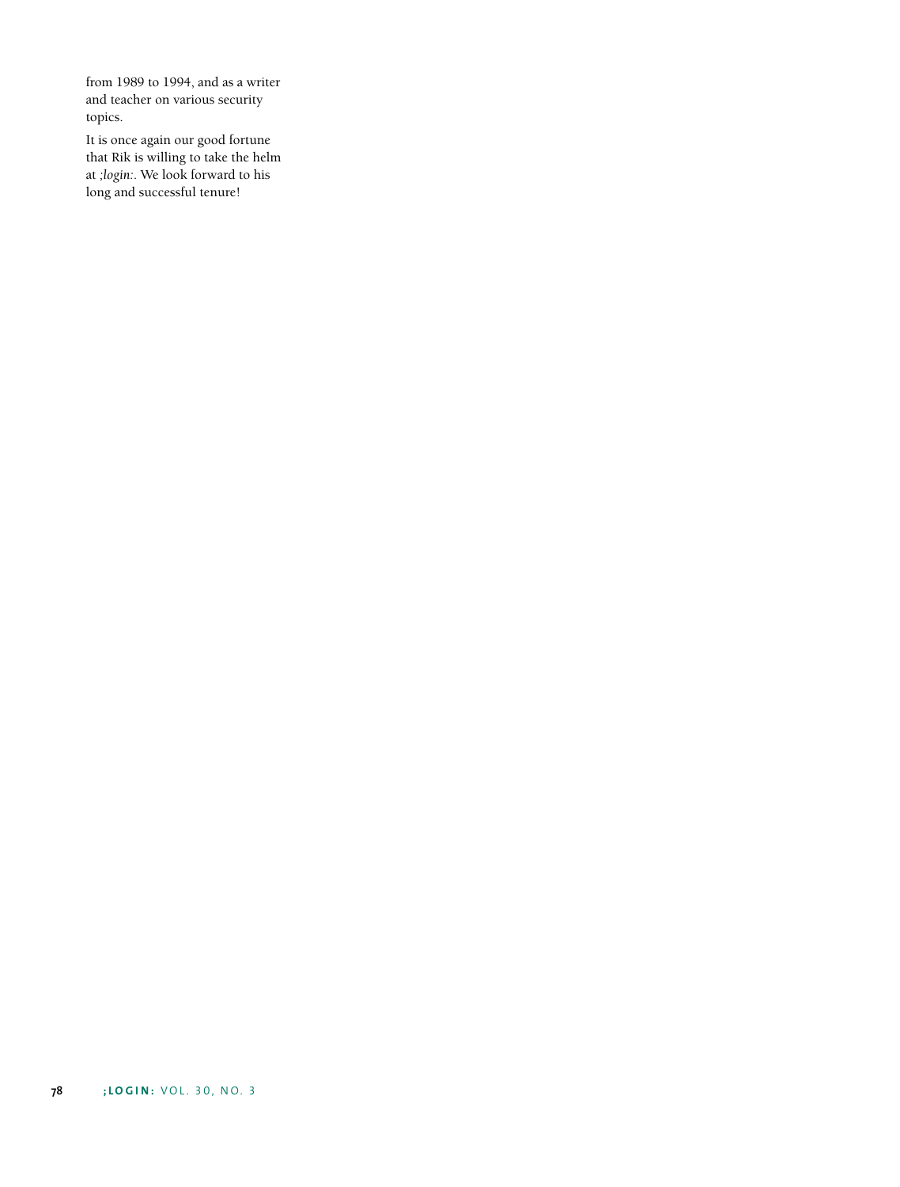from 1989 to 1994, and as a writer and teacher on various security topics.

It is once again our good fortune that Rik is willing to take the helm at *;login:*. We look forward to his long and successful tenure!